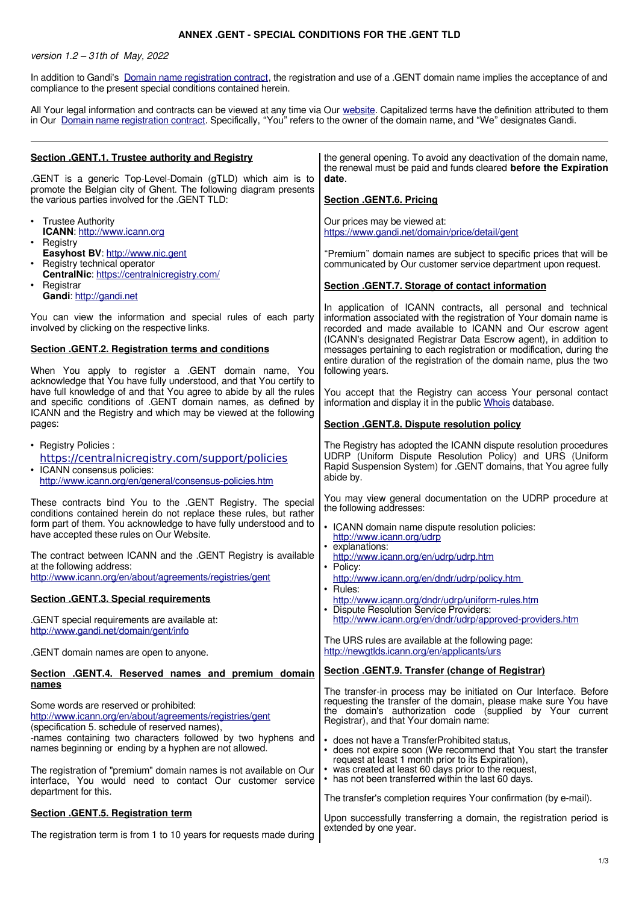**ANNEX .GENT - SPECIAL CONDITIONS FOR THE .GENT TLD**

*version 1.2 – 31th of May, 2022*

In addition to Gandi's Domain name registration contract, the registration and use of a .GENT domain name implies the acceptance of and compliance to the present special conditions contained herein.

All Your legal information and contracts can be viewed at any time via Our website. Capitalized terms have the definition attributed to them in Our Domain name registration contract. Specifically, "You" refers to the owner of the domain name, and "We" designates Gandi.

---

## Section .GENT.1. Trustee authority and Registry

.GENT is a generic Top-Level-Domain (gTLD) which aim is to promote the Belgian city of Ghent. The following diagram presents the various parties involved for the .GENT TLD:

- Trustee Authority
  **ICANN**: http://www.icann.org
- Registry
  **Easyhost BV**: http://www.nic.gent
- Registry technical operator
  **CentralNic**: https://centralnicregistry.com/
- Registrar
  **Gandi**: http://gandi.net

You can view the information and special rules of each party involved by clicking on the respective links.

## Section .GENT.2. Registration terms and conditions

When You apply to register a .GENT domain name, You acknowledge that You have fully understood, and that You certify to have full knowledge of and that You agree to abide by all the rules and specific conditions of .GENT domain names, as defined by ICANN and the Registry and which may be viewed at the following pages:

- Registry Policies : https://centralnicregistry.com/support/policies
- ICANN consensus policies: http://www.icann.org/en/general/consensus-policies.htm

These contracts bind You to the .GENT Registry. The special conditions contained herein do not replace these rules, but rather form part of them. You acknowledge to have fully understood and to have accepted these rules on Our Website.

The contract between ICANN and the .GENT Registry is available at the following address:
http://www.icann.org/en/about/agreements/registries/gent

## Section .GENT.3. Special requirements

.GENT special requirements are available at:
http://www.gandi.net/domain/gent/info

.GENT domain names are open to anyone.

## Section .GENT.4. Reserved names and premium domain names

Some words are reserved or prohibited:
http://www.icann.org/en/about/agreements/registries/gent
(specification 5. schedule of reserved names),
-names containing two characters followed by two hyphens and names beginning or ending by a hyphen are not allowed.

The registration of "premium" domain names is not available on Our interface, You would need to contact Our customer service department for this.

## Section .GENT.5. Registration term

The registration term is from 1 to 10 years for requests made during the general opening. To avoid any deactivation of the domain name, the renewal must be paid and funds cleared **before the Expiration date**.

## Section .GENT.6. Pricing

Our prices may be viewed at:
https://www.gandi.net/domain/price/detail/gent

"Premium" domain names are subject to specific prices that will be communicated by Our customer service department upon request.

## Section .GENT.7. Storage of contact information

In application of ICANN contracts, all personal and technical information associated with the registration of Your domain name is recorded and made available to ICANN and Our escrow agent (ICANN's designated Registrar Data Escrow agent), in addition to messages pertaining to each registration or modification, during the entire duration of the registration of the domain name, plus the two following years.

You accept that the Registry can access Your personal contact information and display it in the public Whois database.

## Section .GENT.8. Dispute resolution policy

The Registry has adopted the ICANN dispute resolution procedures UDRP (Uniform Dispute Resolution Policy) and URS (Uniform Rapid Suspension System) for .GENT domains, that You agree fully abide by.

You may view general documentation on the UDRP procedure at the following addresses:

- ICANN domain name dispute resolution policies: http://www.icann.org/udrp
- explanations: http://www.icann.org/en/udrp/udrp.htm
- Policy: http://www.icann.org/en/dndr/udrp/policy.htm
- Rules: http://www.icann.org/dndr/udrp/uniform-rules.htm
- Dispute Resolution Service Providers: http://www.icann.org/en/dndr/udrp/approved-providers.htm

The URS rules are available at the following page:
http://newgtlds.icann.org/en/applicants/urs

## Section .GENT.9. Transfer (change of Registrar)

The transfer-in process may be initiated on Our Interface. Before requesting the transfer of the domain, please make sure You have the domain's authorization code (supplied by Your current Registrar), and that Your domain name:

- does not have a TransferProhibited status,
- does not expire soon (We recommend that You start the transfer request at least 1 month prior to its Expiration),
- was created at least 60 days prior to the request,
- has not been transferred within the last 60 days.

The transfer's completion requires Your confirmation (by e-mail).

Upon successfully transferring a domain, the registration period is extended by one year.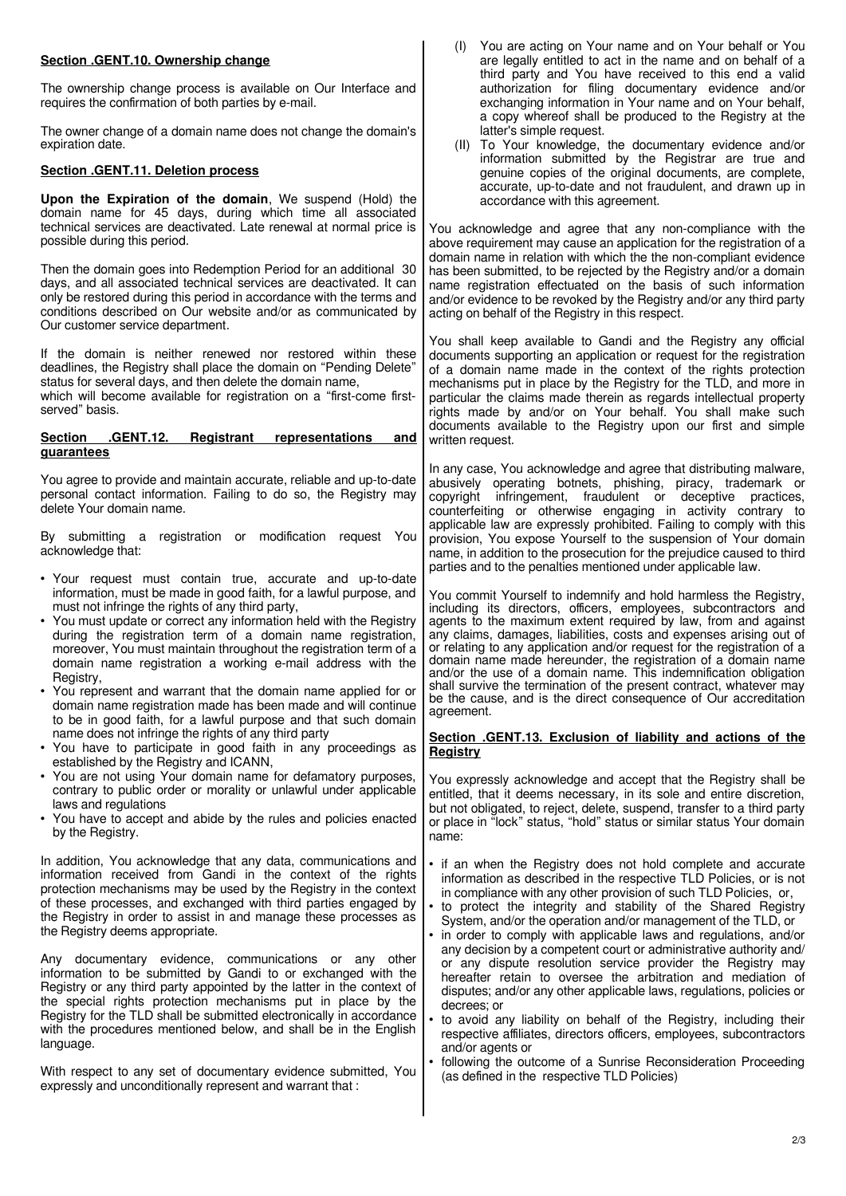## Section .GENT.10. Ownership change

The ownership change process is available on Our Interface and requires the confirmation of both parties by e-mail.

The owner change of a domain name does not change the domain's expiration date.

## Section .GENT.11. Deletion process

**Upon the Expiration of the domain**, We suspend (Hold) the domain name for 45 days, during which time all associated technical services are deactivated. Late renewal at normal price is possible during this period.

Then the domain goes into Redemption Period for an additional 30 days, and all associated technical services are deactivated. It can only be restored during this period in accordance with the terms and conditions described on Our website and/or as communicated by Our customer service department.

If the domain is neither renewed nor restored within these deadlines, the Registry shall place the domain on "Pending Delete" status for several days, and then delete the domain name, which will become available for registration on a "first-come first-served" basis.

## Section .GENT.12. Registrant representations and guarantees

You agree to provide and maintain accurate, reliable and up-to-date personal contact information. Failing to do so, the Registry may delete Your domain name.

By submitting a registration or modification request You acknowledge that:

- Your request must contain true, accurate and up-to-date information, must be made in good faith, for a lawful purpose, and must not infringe the rights of any third party,
- You must update or correct any information held with the Registry during the registration term of a domain name registration, moreover, You must maintain throughout the registration term of a domain name registration a working e-mail address with the Registry,
- You represent and warrant that the domain name applied for or domain name registration made has been made and will continue to be in good faith, for a lawful purpose and that such domain name does not infringe the rights of any third party
- You have to participate in good faith in any proceedings as established by the Registry and ICANN,
- You are not using Your domain name for defamatory purposes, contrary to public order or morality or unlawful under applicable laws and regulations
- You have to accept and abide by the rules and policies enacted by the Registry.

In addition, You acknowledge that any data, communications and information received from Gandi in the context of the rights protection mechanisms may be used by the Registry in the context of these processes, and exchanged with third parties engaged by the Registry in order to assist in and manage these processes as the Registry deems appropriate.

Any documentary evidence, communications or any other information to be submitted by Gandi to or exchanged with the Registry or any third party appointed by the latter in the context of the special rights protection mechanisms put in place by the Registry for the TLD shall be submitted electronically in accordance with the procedures mentioned below, and shall be in the English language.

With respect to any set of documentary evidence submitted, You expressly and unconditionally represent and warrant that :

(I) You are acting on Your name and on Your behalf or You are legally entitled to act in the name and on behalf of a third party and You have received to this end a valid authorization for filing documentary evidence and/or exchanging information in Your name and on Your behalf, a copy whereof shall be produced to the Registry at the latter's simple request.

(II) To Your knowledge, the documentary evidence and/or information submitted by the Registrar are true and genuine copies of the original documents, are complete, accurate, up-to-date and not fraudulent, and drawn up in accordance with this agreement.

You acknowledge and agree that any non-compliance with the above requirement may cause an application for the registration of a domain name in relation with which the the non-compliant evidence has been submitted, to be rejected by the Registry and/or a domain name registration effectuated on the basis of such information and/or evidence to be revoked by the Registry and/or any third party acting on behalf of the Registry in this respect.

You shall keep available to Gandi and the Registry any official documents supporting an application or request for the registration of a domain name made in the context of the rights protection mechanisms put in place by the Registry for the TLD, and more in particular the claims made therein as regards intellectual property rights made by and/or on Your behalf. You shall make such documents available to the Registry upon our first and simple written request.

In any case, You acknowledge and agree that distributing malware, abusively operating botnets, phishing, piracy, trademark or copyright infringement, fraudulent or deceptive practices, counterfeiting or otherwise engaging in activity contrary to applicable law are expressly prohibited. Failing to comply with this provision, You expose Yourself to the suspension of Your domain name, in addition to the prosecution for the prejudice caused to third parties and to the penalties mentioned under applicable law.

You commit Yourself to indemnify and hold harmless the Registry, including its directors, officers, employees, subcontractors and agents to the maximum extent required by law, from and against any claims, damages, liabilities, costs and expenses arising out of or relating to any application and/or request for the registration of a domain name made hereunder, the registration of a domain name and/or the use of a domain name. This indemnification obligation shall survive the termination of the present contract, whatever may be the cause, and is the direct consequence of Our accreditation agreement.

## Section .GENT.13. Exclusion of liability and actions of the Registry

You expressly acknowledge and accept that the Registry shall be entitled, that it deems necessary, in its sole and entire discretion, but not obligated, to reject, delete, suspend, transfer to a third party or place in "lock" status, "hold" status or similar status Your domain name:

- if an when the Registry does not hold complete and accurate information as described in the respective TLD Policies, or is not in compliance with any other provision of such TLD Policies, or,
- to protect the integrity and stability of the Shared Registry System, and/or the operation and/or management of the TLD, or
- in order to comply with applicable laws and regulations, and/or any decision by a competent court or administrative authority and/ or any dispute resolution service provider the Registry may hereafter retain to oversee the arbitration and mediation of disputes; and/or any other applicable laws, regulations, policies or decrees; or
- to avoid any liability on behalf of the Registry, including their respective affiliates, directors officers, employees, subcontractors and/or agents or
- following the outcome of a Sunrise Reconsideration Proceeding (as defined in the respective TLD Policies)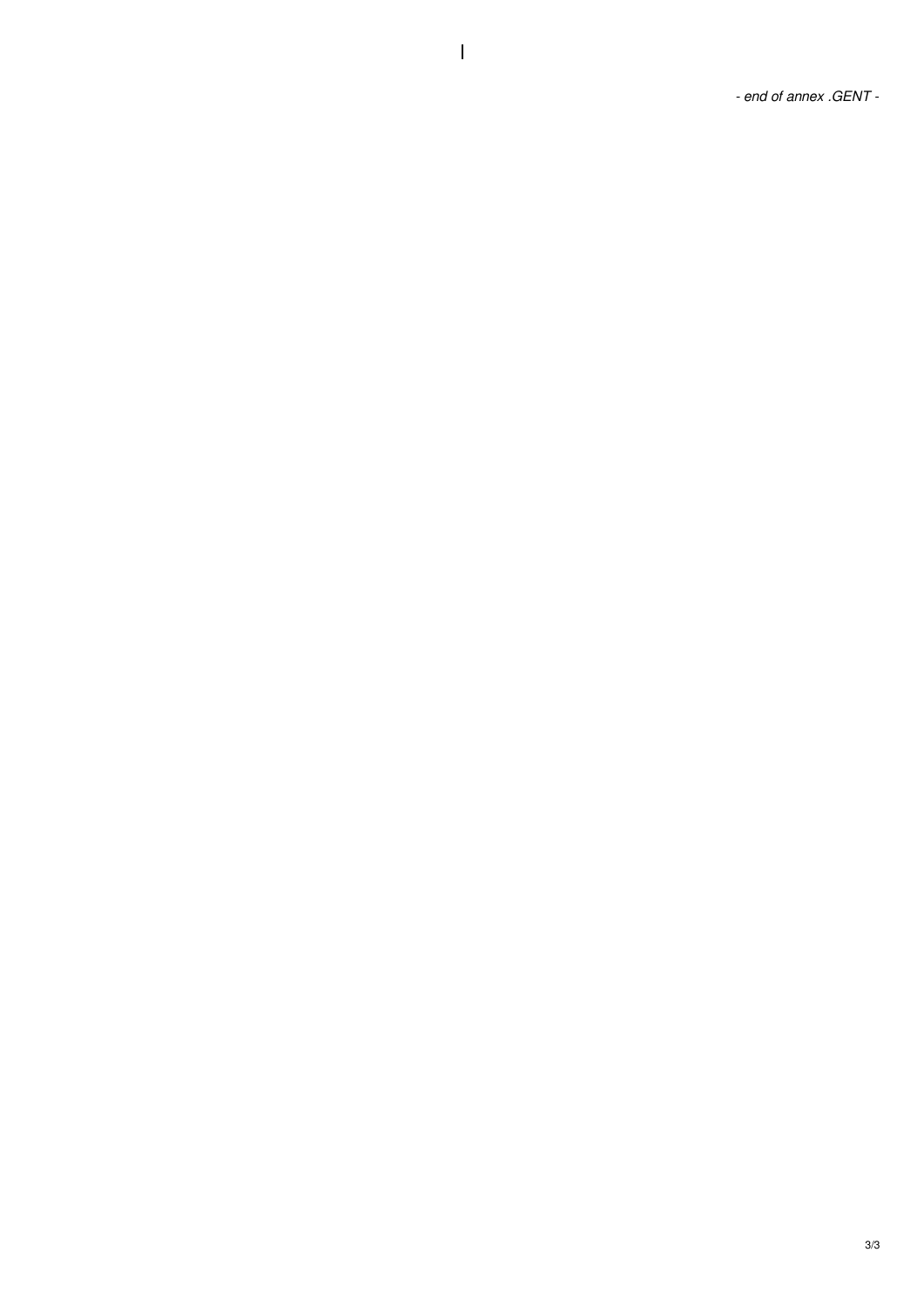*- end of annex .GENT -*